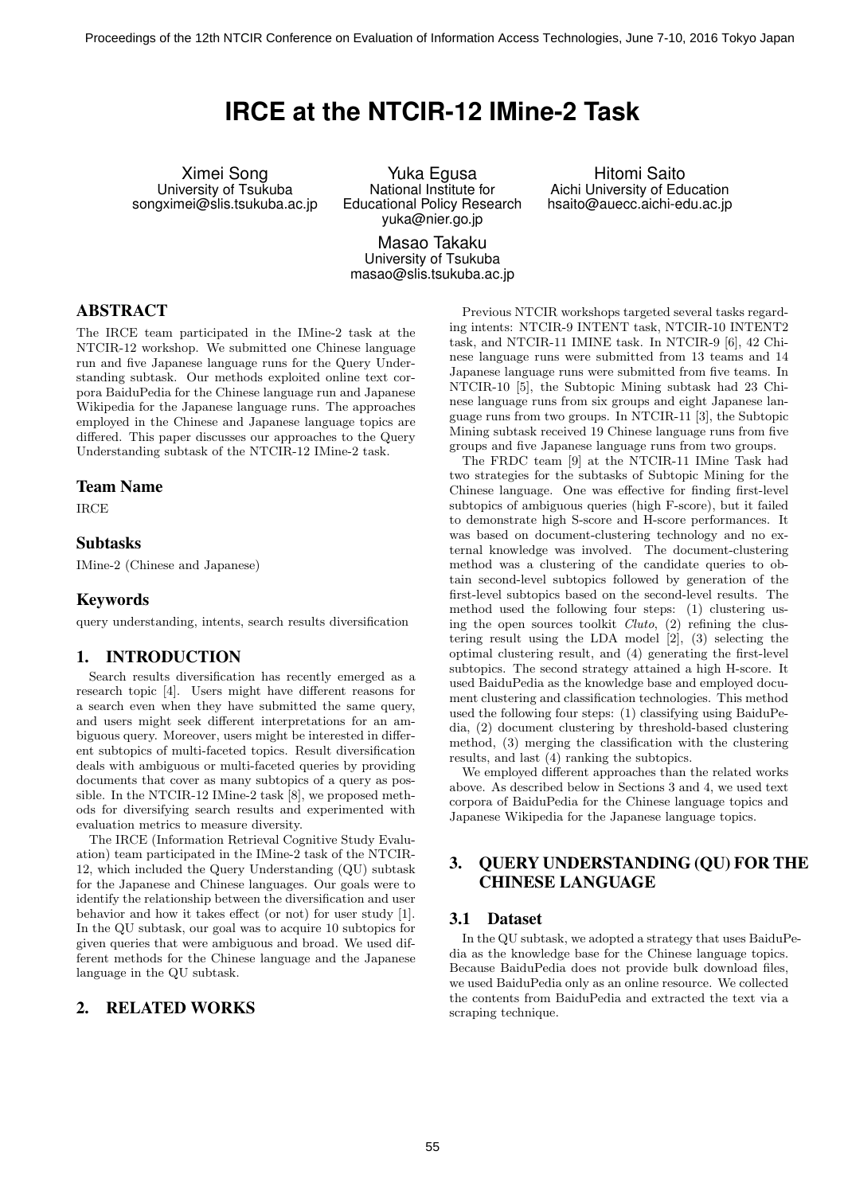# IRCE at the NTCIR-12 IMine-2 Task

Ximei Song
University of Tsukuba
songximei@slis.tsukuba.ac.jp

Yuka Egusa
National Institute for Educational Policy Research
yuka@nier.go.jp

Hitomi Saito
Aichi University of Education
hsaito@auecc.aichi-edu.ac.jp

Masao Takaku
University of Tsukuba
masao@slis.tsukuba.ac.jp

## ABSTRACT

The IRCE team participated in the IMine-2 task at the NTCIR-12 workshop. We submitted one Chinese language run and five Japanese language runs for the Query Understanding subtask. Our methods exploited online text corpora BaiduPedia for the Chinese language run and Japanese Wikipedia for the Japanese language runs. The approaches employed in the Chinese and Japanese language topics are differed. This paper discusses our approaches to the Query Understanding subtask of the NTCIR-12 IMine-2 task.

## Team Name

IRCE

## Subtasks

IMine-2 (Chinese and Japanese)

## Keywords

query understanding, intents, search results diversification

## 1. INTRODUCTION

Search results diversification has recently emerged as a research topic [4]. Users might have different reasons for a search even when they have submitted the same query, and users might seek different interpretations for an ambiguous query. Moreover, users might be interested in different subtopics of multi-faceted topics. Result diversification deals with ambiguous or multi-faceted queries by providing documents that cover as many subtopics of a query as possible. In the NTCIR-12 IMine-2 task [8], we proposed methods for diversifying search results and experimented with evaluation metrics to measure diversity.

The IRCE (Information Retrieval Cognitive Study Evaluation) team participated in the IMine-2 task of the NTCIR-12, which included the Query Understanding (QU) subtask for the Japanese and Chinese languages. Our goals were to identify the relationship between the diversification and user behavior and how it takes effect (or not) for user study [1]. In the QU subtask, our goal was to acquire 10 subtopics for given queries that were ambiguous and broad. We used different methods for the Chinese language and the Japanese language in the QU subtask.

## 2. RELATED WORKS

Previous NTCIR workshops targeted several tasks regarding intents: NTCIR-9 INTENT task, NTCIR-10 INTENT2 task, and NTCIR-11 IMINE task. In NTCIR-9 [6], 42 Chinese language runs were submitted from 13 teams and 14 Japanese language runs were submitted from five teams. In NTCIR-10 [5], the Subtopic Mining subtask had 23 Chinese language runs from six groups and eight Japanese language runs from two groups. In NTCIR-11 [3], the Subtopic Mining subtask received 19 Chinese language runs from five groups and five Japanese language runs from two groups.

The FRDC team [9] at the NTCIR-11 IMine Task had two strategies for the subtasks of Subtopic Mining for the Chinese language. One was effective for finding first-level subtopics of ambiguous queries (high F-score), but it failed to demonstrate high S-score and H-score performances. It was based on document-clustering technology and no external knowledge was involved. The document-clustering method was a clustering of the candidate queries to obtain second-level subtopics followed by generation of the first-level subtopics based on the second-level results. The method used the following four steps: (1) clustering using the open sources toolkit *Cluto*, (2) refining the clustering result using the LDA model [2], (3) selecting the optimal clustering result, and (4) generating the first-level subtopics. The second strategy attained a high H-score. It used BaiduPedia as the knowledge base and employed document clustering and classification technologies. This method used the following four steps: (1) classifying using BaiduPedia, (2) document clustering by threshold-based clustering method, (3) merging the classification with the clustering results, and last (4) ranking the subtopics.

We employed different approaches than the related works above. As described below in Sections 3 and 4, we used text corpora of BaiduPedia for the Chinese language topics and Japanese Wikipedia for the Japanese language topics.

## 3. QUERY UNDERSTANDING (QU) FOR THE CHINESE LANGUAGE

### 3.1 Dataset

In the QU subtask, we adopted a strategy that uses BaiduPedia as the knowledge base for the Chinese language topics. Because BaiduPedia does not provide bulk download files, we used BaiduPedia only as an online resource. We collected the contents from BaiduPedia and extracted the text via a scraping technique.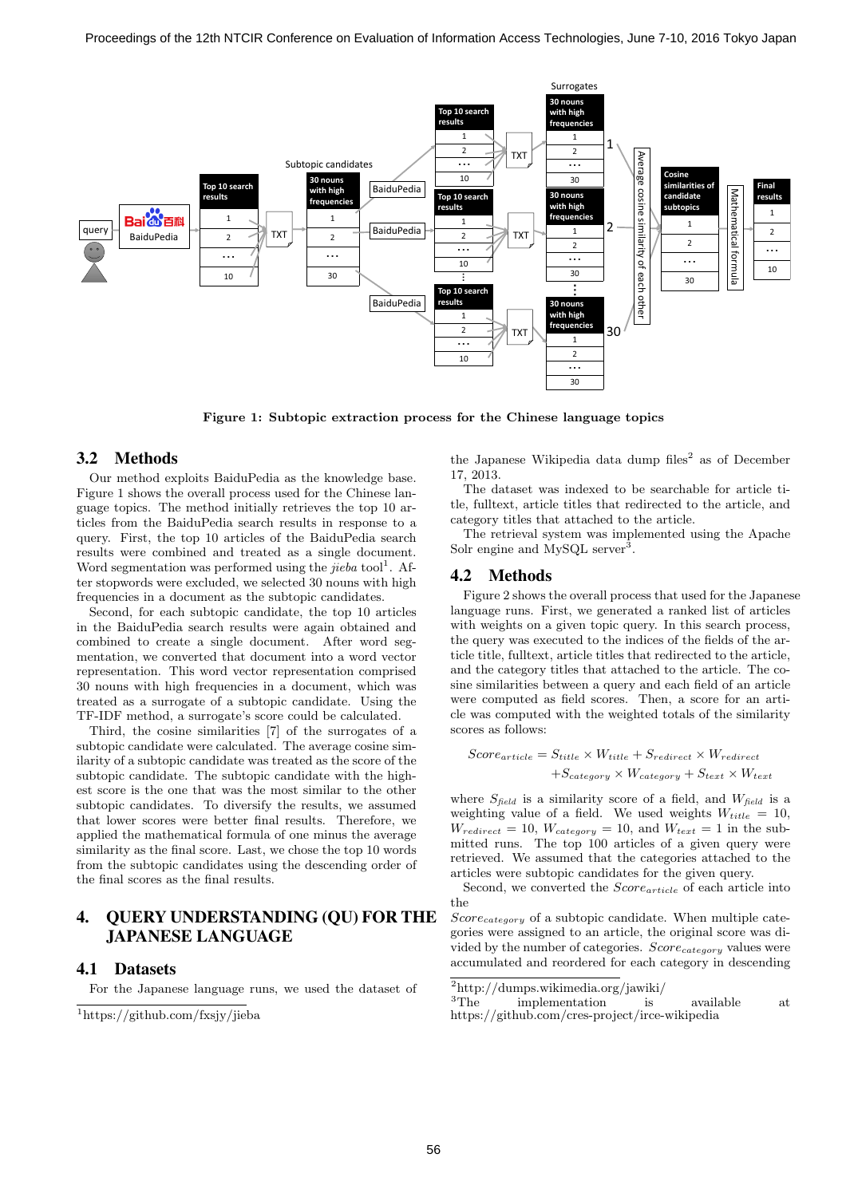Figure 1: Subtopic extraction process for the Chinese language topics

### 3.2 Methods

Our method exploits BaiduPedia as the knowledge base. Figure 1 shows the overall process used for the Chinese language topics. The method initially retrieves the top 10 articles from the BaiduPedia search results in response to a query. First, the top 10 articles of the BaiduPedia search results were combined and treated as a single document. Word segmentation was performed using the *jieba* tool[1]. After stopwords were excluded, we selected 30 nouns with high frequencies in a document as the subtopic candidates.

Second, for each subtopic candidate, the top 10 articles in the BaiduPedia search results were again obtained and combined to create a single document. After word segmentation, we converted that document into a word vector representation. This word vector representation comprised 30 nouns with high frequencies in a document, which was treated as a surrogate of a subtopic candidate. Using the TF-IDF method, a surrogate's score could be calculated.

Third, the cosine similarities [7] of the surrogates of a subtopic candidate were calculated. The average cosine similarity of a subtopic candidate was treated as the score of the subtopic candidate. The subtopic candidate with the highest score is the one that was the most similar to the other subtopic candidates. To diversify the results, we assumed that lower scores were better final results. Therefore, we applied the mathematical formula of one minus the average similarity as the final score. Last, we chose the top 10 words from the subtopic candidates using the descending order of the final scores as the final results.

## 4. QUERY UNDERSTANDING (QU) FOR THE JAPANESE LANGUAGE

### 4.1 Datasets

For the Japanese language runs, we used the dataset of the Japanese Wikipedia data dump files[2] as of December 17, 2013.

The dataset was indexed to be searchable for article title, fulltext, article titles that redirected to the article, and category titles that attached to the article.

The retrieval system was implemented using the Apache Solr engine and MySQL server[3].

### 4.2 Methods

Figure 2 shows the overall process that used for the Japanese language runs. First, we generated a ranked list of articles with weights on a given topic query. In this search process, the query was executed to the indices of the fields of the article title, fulltext, article titles that redirected to the article, and the category titles that attached to the article. The cosine similarities between a query and each field of an article were computed as field scores. Then, a score for an article was computed with the weighted totals of the similarity scores as follows:

$$Score_{article} = S_{title} \times W_{title} + S_{redirect} \times W_{redirect} + S_{category} \times W_{category} + S_{text} \times W_{text}$$

where $S_{field}$ is a similarity score of a field, and $W_{field}$ is a weighting value of a field. We used weights $W_{title} = 10$, $W_{redirect} = 10$, $W_{category} = 10$, and $W_{text} = 1$ in the submitted runs. The top 100 articles of a given query were retrieved. We assumed that the categories attached to the articles were subtopic candidates for the given query.

Second, we converted the $Score_{article}$ of each article into the $Score_{category}$ of a subtopic candidate. When multiple categories were assigned to an article, the original score was divided by the number of categories. $Score_{category}$ values were accumulated and reordered for each category in descending

[1] https://github.com/fxsjy/jieba

[2] http://dumps.wikimedia.org/jawiki/

[3] The implementation is available at https://github.com/cres-project/irce-wikipedia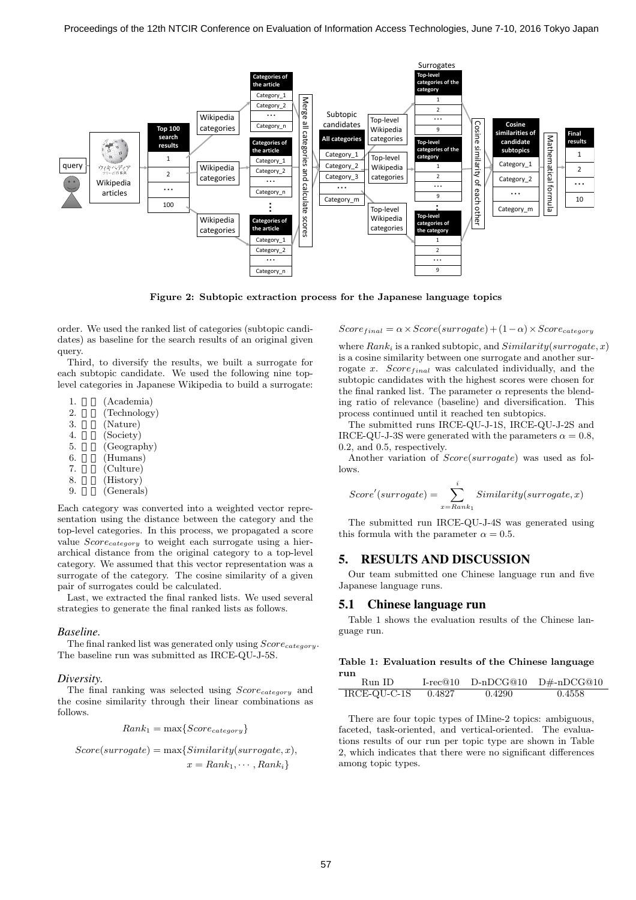**Figure 2: Subtopic extraction process for the Japanese language topics**

order. We used the ranked list of categories (subtopic candidates) as baseline for the search results of an original given query.

Third, to diversify the results, we built a surrogate for each subtopic candidate. We used the following nine top-level categories in Japanese Wikipedia to build a surrogate:

1. □□ (Academia)
2. □□ (Technology)
3. □□ (Nature)
4. □□ (Society)
5. □□ (Geography)
6. □□ (Humans)
7. □□ (Culture)
8. □□ (History)
9. □□ (Generals)

Each category was converted into a weighted vector representation using the distance between the category and the top-level categories. In this process, we propagated a score value $Score_{category}$ to weight each surrogate using a hierarchical distance from the original category to a top-level category. We assumed that this vector representation was a surrogate of the category. The cosine similarity of a given pair of surrogates could be calculated.

Last, we extracted the final ranked lists. We used several strategies to generate the final ranked lists as follows.

### *Baseline.*

The final ranked list was generated only using $Score_{category}$. The baseline run was submitted as IRCE-QU-J-5S.

### *Diversity.*

The final ranking was selected using $Score_{category}$ and the cosine similarity through their linear combinations as follows.

$$Rank_1 = \max\{Score_{category}\}$$

$$Score(surrogate) = \max\{Similarity(surrogate, x), \\ x = Rank_1, \cdots, Rank_i\}$$

$$Score_{final} = \alpha \times Score(surrogate) + (1 - \alpha) \times Score_{category}$$

where $Rank_i$ is a ranked subtopic, and $Similarity(surrogate, x)$ is a cosine similarity between one surrogate and another surrogate $x$. $Score_{final}$ was calculated individually, and the subtopic candidates with the highest scores were chosen for the final ranked list. The parameter $\alpha$ represents the blending ratio of relevance (baseline) and diversification. This process continued until it reached ten subtopics.

The submitted runs IRCE-QU-J-1S, IRCE-QU-J-2S and IRCE-QU-J-3S were generated with the parameters $\alpha = 0.8$, 0.2, and 0.5, respectively.

Another variation of $Score(surrogate)$ was used as follows.

$$Score'(surrogate) = \sum_{x=Rank_1}^{i} Similarity(surrogate, x)$$

The submitted run IRCE-QU-J-4S was generated using this formula with the parameter $\alpha = 0.5$.

# 5. RESULTS AND DISCUSSION

Our team submitted one Chinese language run and five Japanese language runs.

## 5.1 Chinese language run

Table 1 shows the evaluation results of the Chinese language run.

**Table 1: Evaluation results of the Chinese language run**

| Run ID | I-rec@10 | D-nDCG@10 | D#-nDCG@10 |
|---|---|---|---|
| IRCE-QU-C-1S | 0.4827 | 0.4290 | 0.4558 |

There are four topic types of IMine-2 topics: ambiguous, faceted, task-oriented, and vertical-oriented. The evaluations results of our run per topic type are shown in Table 2, which indicates that there were no significant differences among topic types.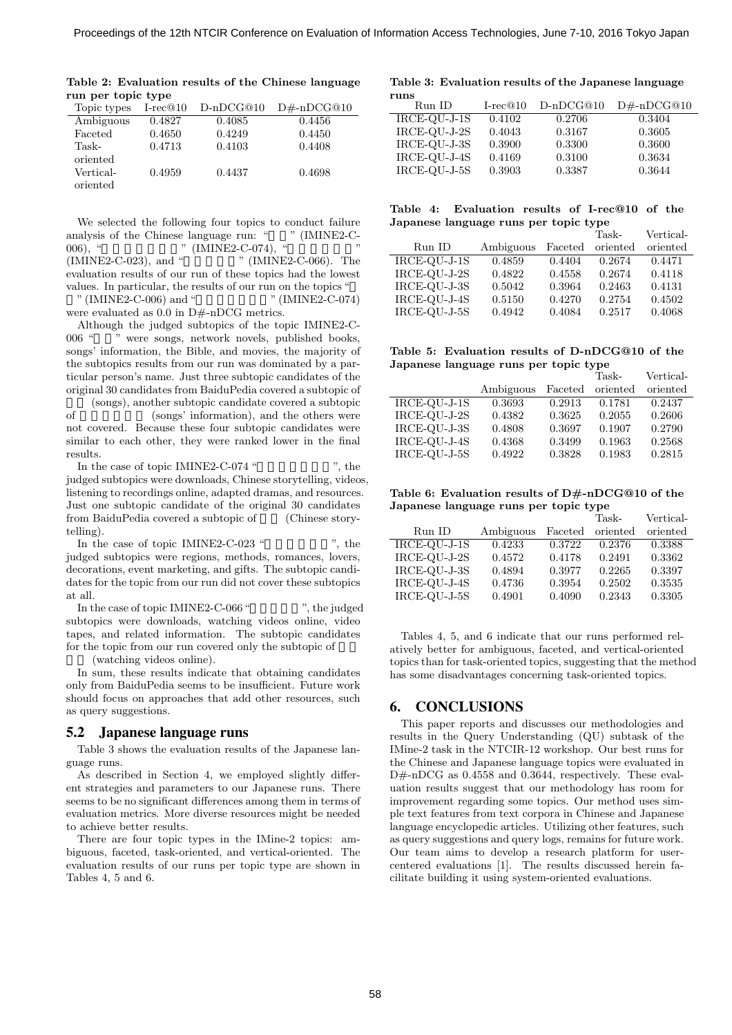**Table 2: Evaluation results of the Chinese language run per topic type**

| Topic types | I-rec@10 | D-nDCG@10 | D#-nDCG@10 |
|---|---|---|---|
| Ambiguous | 0.4827 | 0.4085 | 0.4456 |
| Faceted | 0.4650 | 0.4249 | 0.4450 |
| Task-oriented | 0.4713 | 0.4103 | 0.4408 |
| Vertical-oriented | 0.4959 | 0.4437 | 0.4698 |

We selected the following four topics to conduct failure analysis of the Chinese language run: " " (IMINE2-C-006), " " (IMINE2-C-074), " " (IMINE2-C-023), and " " (IMINE2-C-066). The evaluation results of our run of these topics had the lowest values. In particular, the results of our run on the topics " " (IMINE2-C-006) and " " (IMINE2-C-074) were evaluated as 0.0 in D#-nDCG metrics.

Although the judged subtopics of the topic IMINE2-C-006 " " were songs, network novels, published books, songs' information, the Bible, and movies, the majority of the subtopics results from our run was dominated by a particular person's name. Just three subtopic candidates of the original 30 candidates from BaiduPedia covered a subtopic of (songs), another subtopic candidate covered a subtopic of (songs' information), and the others were not covered. Because these four subtopic candidates were similar to each other, they were ranked lower in the final results.

In the case of topic IMINE2-C-074 " ", the judged subtopics were downloads, Chinese storytelling, videos, listening to recordings online, adapted dramas, and resources. Just one subtopic candidate of the original 30 candidates from BaiduPedia covered a subtopic of (Chinese storytelling).

In the case of topic IMINE2-C-023 " ", the judged subtopics were regions, methods, romances, lovers, decorations, event marketing, and gifts. The subtopic candidates for the topic from our run did not cover these subtopics at all.

In the case of topic IMINE2-C-066 " ", the judged subtopics were downloads, watching videos online, video tapes, and related information. The subtopic candidates for the topic from our run covered only the subtopic of (watching videos online).

In sum, these results indicate that obtaining candidates only from BaiduPedia seems to be insufficient. Future work should focus on approaches that add other resources, such as query suggestions.

## 5.2 Japanese language runs

Table 3 shows the evaluation results of the Japanese language runs.

As described in Section 4, we employed slightly different strategies and parameters to our Japanese runs. There seems to be no significant differences among them in terms of evaluation metrics. More diverse resources might be needed to achieve better results.

There are four topic types in the IMine-2 topics: ambiguous, faceted, task-oriented, and vertical-oriented. The evaluation results of our runs per topic type are shown in Tables 4, 5 and 6.

**Table 3: Evaluation results of the Japanese language runs**

| Run ID | I-rec@10 | D-nDCG@10 | D#-nDCG@10 |
|---|---|---|---|
| IRCE-QU-J-1S | 0.4102 | 0.2706 | 0.3404 |
| IRCE-QU-J-2S | 0.4043 | 0.3167 | 0.3605 |
| IRCE-QU-J-3S | 0.3900 | 0.3300 | 0.3600 |
| IRCE-QU-J-4S | 0.4169 | 0.3100 | 0.3634 |
| IRCE-QU-J-5S | 0.3903 | 0.3387 | 0.3644 |

**Table 4: Evaluation results of I-rec@10 of the Japanese language runs per topic type**

| Run ID | Ambiguous | Faceted | Task-oriented | Vertical-oriented |
|---|---|---|---|---|
| IRCE-QU-J-1S | 0.4859 | 0.4404 | 0.2674 | 0.4471 |
| IRCE-QU-J-2S | 0.4822 | 0.4558 | 0.2674 | 0.4118 |
| IRCE-QU-J-3S | 0.5042 | 0.3964 | 0.2463 | 0.4131 |
| IRCE-QU-J-4S | 0.5150 | 0.4270 | 0.2754 | 0.4502 |
| IRCE-QU-J-5S | 0.4942 | 0.4084 | 0.2517 | 0.4068 |

**Table 5: Evaluation results of D-nDCG@10 of the Japanese language runs per topic type**

| | Ambiguous | Faceted | Task-oriented | Vertical-oriented |
|---|---|---|---|---|
| IRCE-QU-J-1S | 0.3693 | 0.2913 | 0.1781 | 0.2437 |
| IRCE-QU-J-2S | 0.4382 | 0.3625 | 0.2055 | 0.2606 |
| IRCE-QU-J-3S | 0.4808 | 0.3697 | 0.1907 | 0.2790 |
| IRCE-QU-J-4S | 0.4368 | 0.3499 | 0.1963 | 0.2568 |
| IRCE-QU-J-5S | 0.4922 | 0.3828 | 0.1983 | 0.2815 |

**Table 6: Evaluation results of D#-nDCG@10 of the Japanese language runs per topic type**

| Run ID | Ambiguous | Faceted | Task-oriented | Vertical-oriented |
|---|---|---|---|---|
| IRCE-QU-J-1S | 0.4233 | 0.3722 | 0.2376 | 0.3388 |
| IRCE-QU-J-2S | 0.4572 | 0.4178 | 0.2491 | 0.3362 |
| IRCE-QU-J-3S | 0.4894 | 0.3977 | 0.2265 | 0.3397 |
| IRCE-QU-J-4S | 0.4736 | 0.3954 | 0.2502 | 0.3535 |
| IRCE-QU-J-5S | 0.4901 | 0.4090 | 0.2343 | 0.3305 |

Tables 4, 5, and 6 indicate that our runs performed relatively better for ambiguous, faceted, and vertical-oriented topics than for task-oriented topics, suggesting that the method has some disadvantages concerning task-oriented topics.

# 6. CONCLUSIONS

This paper reports and discusses our methodologies and results in the Query Understanding (QU) subtask of the IMine-2 task in the NTCIR-12 workshop. Our best runs for the Chinese and Japanese language topics were evaluated in D#-nDCG as 0.4558 and 0.3644, respectively. These evaluation results suggest that our methodology has room for improvement regarding some topics. Our method uses simple text features from text corpora in Chinese and Japanese language encyclopedic articles. Utilizing other features, such as query suggestions and query logs, remains for future work. Our team aims to develop a research platform for user-centered evaluations [1]. The results discussed herein facilitate building it using system-oriented evaluations.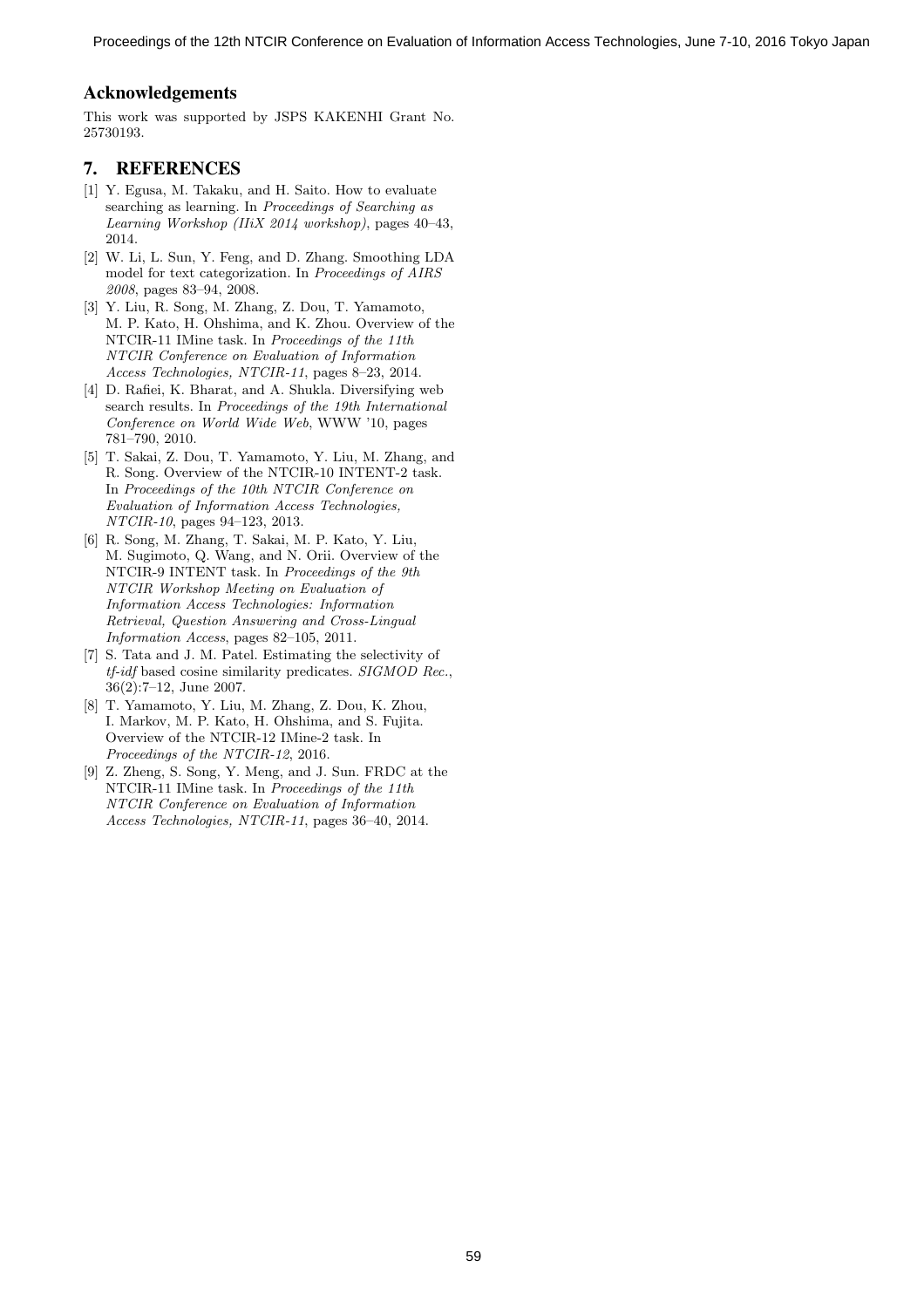## Acknowledgements

This work was supported by JSPS KAKENHI Grant No. 25730193.

## 7. REFERENCES

[1] Y. Egusa, M. Takaku, and H. Saito. How to evaluate searching as learning. In *Proceedings of Searching as Learning Workshop (IIiX 2014 workshop)*, pages 40–43, 2014.

[2] W. Li, L. Sun, Y. Feng, and D. Zhang. Smoothing LDA model for text categorization. In *Proceedings of AIRS 2008*, pages 83–94, 2008.

[3] Y. Liu, R. Song, M. Zhang, Z. Dou, T. Yamamoto, M. P. Kato, H. Ohshima, and K. Zhou. Overview of the NTCIR-11 IMine task. In *Proceedings of the 11th NTCIR Conference on Evaluation of Information Access Technologies, NTCIR-11*, pages 8–23, 2014.

[4] D. Rafiei, K. Bharat, and A. Shukla. Diversifying web search results. In *Proceedings of the 19th International Conference on World Wide Web*, WWW '10, pages 781–790, 2010.

[5] T. Sakai, Z. Dou, T. Yamamoto, Y. Liu, M. Zhang, and R. Song. Overview of the NTCIR-10 INTENT-2 task. In *Proceedings of the 10th NTCIR Conference on Evaluation of Information Access Technologies, NTCIR-10*, pages 94–123, 2013.

[6] R. Song, M. Zhang, T. Sakai, M. P. Kato, Y. Liu, M. Sugimoto, Q. Wang, and N. Orii. Overview of the NTCIR-9 INTENT task. In *Proceedings of the 9th NTCIR Workshop Meeting on Evaluation of Information Access Technologies: Information Retrieval, Question Answering and Cross-Lingual Information Access*, pages 82–105, 2011.

[7] S. Tata and J. M. Patel. Estimating the selectivity of *tf-idf* based cosine similarity predicates. *SIGMOD Rec.*, 36(2):7–12, June 2007.

[8] T. Yamamoto, Y. Liu, M. Zhang, Z. Dou, K. Zhou, I. Markov, M. P. Kato, H. Ohshima, and S. Fujita. Overview of the NTCIR-12 IMine-2 task. In *Proceedings of the NTCIR-12*, 2016.

[9] Z. Zheng, S. Song, Y. Meng, and J. Sun. FRDC at the NTCIR-11 IMine task. In *Proceedings of the 11th NTCIR Conference on Evaluation of Information Access Technologies, NTCIR-11*, pages 36–40, 2014.